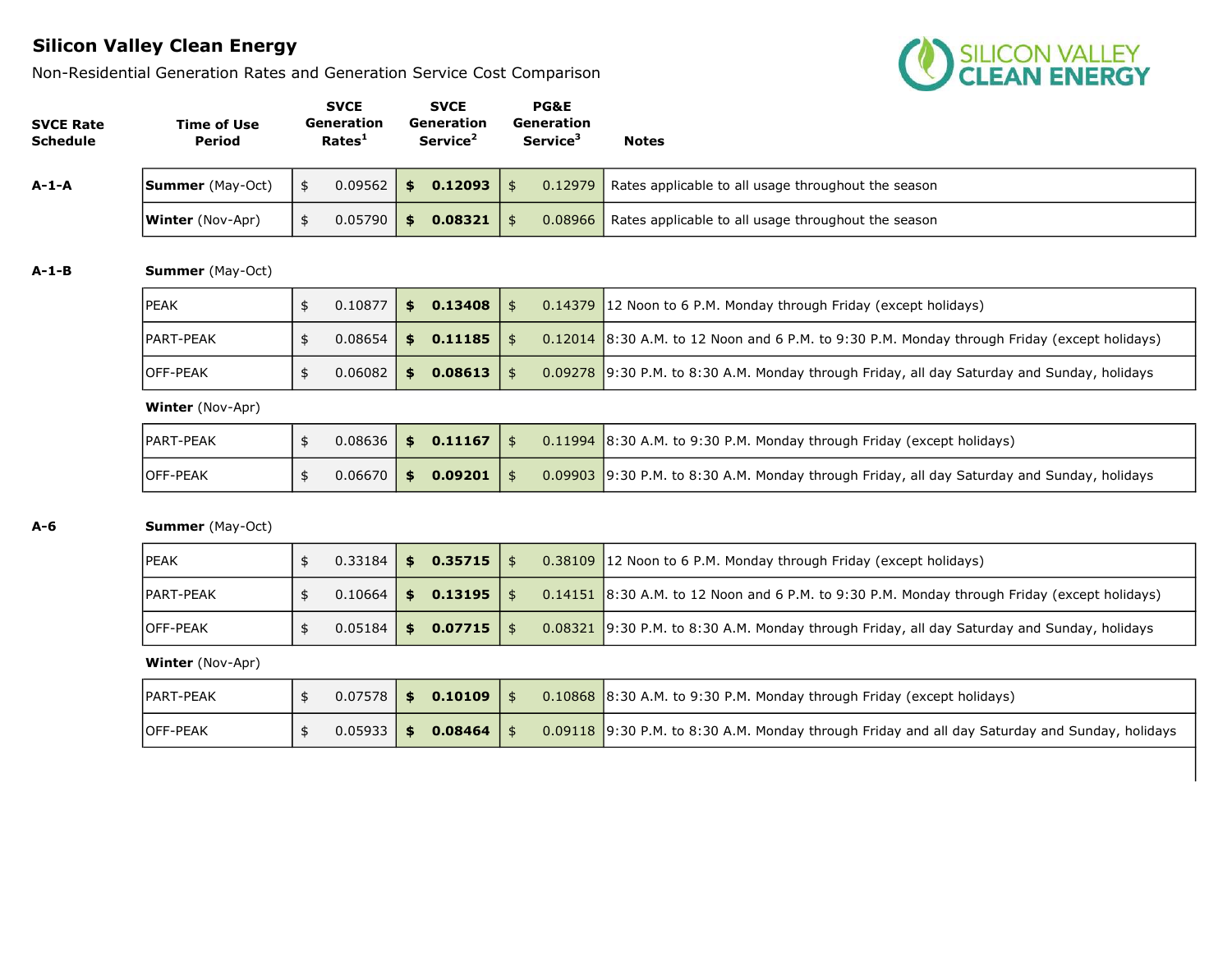# Silicon Valley Clean Energy

Non-Residential Generation Rates and Generation Service Cost Comparison

| SVCE Rate Schedule | Time of Use Period | SVCE Generation Rates[1] | SVCE Generation Service[2] | PG&E Generation Service[3] | Notes |
|---|---|---|---|---|---|
| **A-1-A** | **Summer** (May-Oct) | $ 0.09562 | **$ 0.12093** | $ 0.12979 | Rates applicable to all usage throughout the season |
| | **Winter** (Nov-Apr) | $ 0.05790 | **$ 0.08321** | $ 0.08966 | Rates applicable to all usage throughout the season |
| **A-1-B** | **Summer** (May-Oct) | | | | |
| | PEAK | $ 0.10877 | **$ 0.13408** | $ 0.14379 | 12 Noon to 6 P.M. Monday through Friday (except holidays) |
| | PART-PEAK | $ 0.08654 | **$ 0.11185** | $ 0.12014 | 8:30 A.M. to 12 Noon and 6 P.M. to 9:30 P.M. Monday through Friday (except holidays) |
| | OFF-PEAK | $ 0.06082 | **$ 0.08613** | $ 0.09278 | 9:30 P.M. to 8:30 A.M. Monday through Friday, all day Saturday and Sunday, holidays |
| | **Winter** (Nov-Apr) | | | | |
| | PART-PEAK | $ 0.08636 | **$ 0.11167** | $ 0.11994 | 8:30 A.M. to 9:30 P.M. Monday through Friday (except holidays) |
| | OFF-PEAK | $ 0.06670 | **$ 0.09201** | $ 0.09903 | 9:30 P.M. to 8:30 A.M. Monday through Friday, all day Saturday and Sunday, holidays |
| **A-6** | **Summer** (May-Oct) | | | | |
| | PEAK | $ 0.33184 | **$ 0.35715** | $ 0.38109 | 12 Noon to 6 P.M. Monday through Friday (except holidays) |
| | PART-PEAK | $ 0.10664 | **$ 0.13195** | $ 0.14151 | 8:30 A.M. to 12 Noon and 6 P.M. to 9:30 P.M. Monday through Friday (except holidays) |
| | OFF-PEAK | $ 0.05184 | **$ 0.07715** | $ 0.08321 | 9:30 P.M. to 8:30 A.M. Monday through Friday, all day Saturday and Sunday, holidays |
| | **Winter** (Nov-Apr) | | | | |
| | PART-PEAK | $ 0.07578 | **$ 0.10109** | $ 0.10868 | 8:30 A.M. to 9:30 P.M. Monday through Friday (except holidays) |
| | OFF-PEAK | $ 0.05933 | **$ 0.08464** | $ 0.09118 | 9:30 P.M. to 8:30 A.M. Monday through Friday and all day Saturday and Sunday, holidays |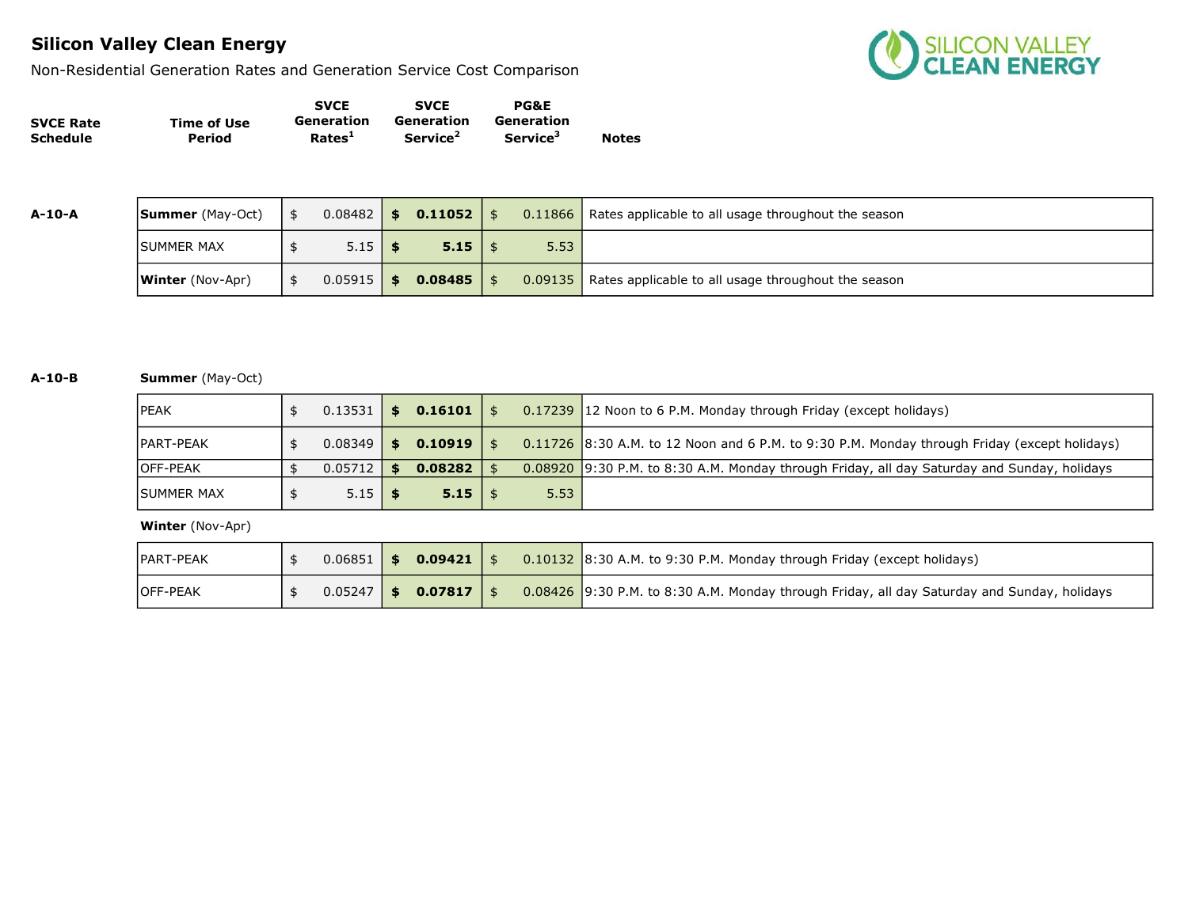# Silicon Valley Clean Energy

Non-Residential Generation Rates and Generation Service Cost Comparison

| SVCE Rate Schedule | Time of Use Period | SVCE Generation Rates[1] | SVCE Generation Service[2] | PG&E Generation Service[3] | Notes |
|---|---|---|---|---|---|
| **A-10-A** | **Summer** (May-Oct) | $ 0.08482 | **$ 0.11052** | $ 0.11866 | Rates applicable to all usage throughout the season |
| | SUMMER MAX | $ 5.15 | **$ 5.15** | $ 5.53 | |
| | **Winter** (Nov-Apr) | $ 0.05915 | **$ 0.08485** | $ 0.09135 | Rates applicable to all usage throughout the season |
| **A-10-B** | **Summer** (May-Oct) | | | | |
| | PEAK | $ 0.13531 | **$ 0.16101** | $ 0.17239 | 12 Noon to 6 P.M. Monday through Friday (except holidays) |
| | PART-PEAK | $ 0.08349 | **$ 0.10919** | $ 0.11726 | 8:30 A.M. to 12 Noon and 6 P.M. to 9:30 P.M. Monday through Friday (except holidays) |
| | OFF-PEAK | $ 0.05712 | **$ 0.08282** | $ 0.08920 | 9:30 P.M. to 8:30 A.M. Monday through Friday, all day Saturday and Sunday, holidays |
| | SUMMER MAX | $ 5.15 | **$ 5.15** | $ 5.53 | |
| | **Winter** (Nov-Apr) | | | | |
| | PART-PEAK | $ 0.06851 | **$ 0.09421** | $ 0.10132 | 8:30 A.M. to 9:30 P.M. Monday through Friday (except holidays) |
| | OFF-PEAK | $ 0.05247 | **$ 0.07817** | $ 0.08426 | 9:30 P.M. to 8:30 A.M. Monday through Friday, all day Saturday and Sunday, holidays |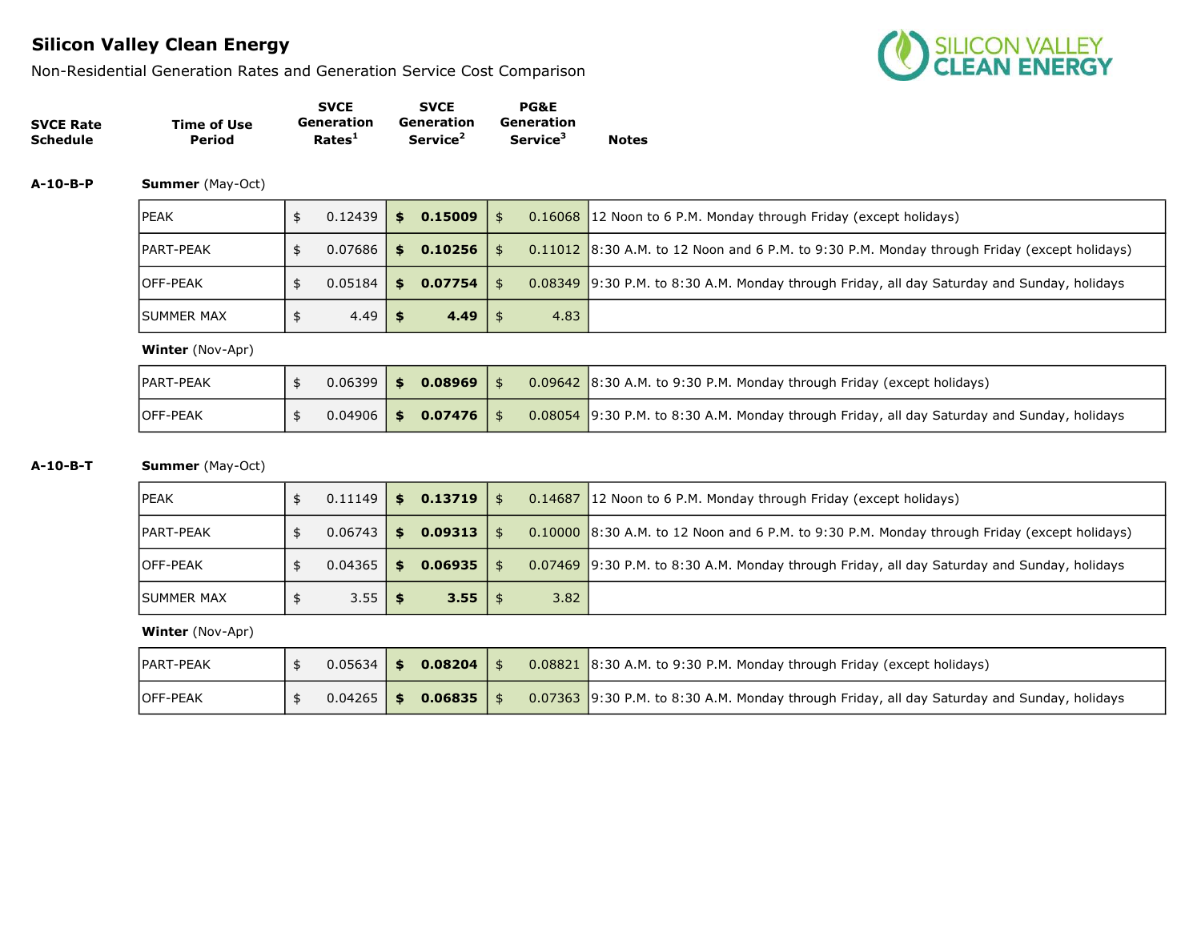## Silicon Valley Clean Energy

Non-Residential Generation Rates and Generation Service Cost Comparison

| SVCE Rate Schedule | Time of Use Period | SVCE Generation Rates[1] | SVCE Generation Service[2] | PG&E Generation Service[3] | Notes |
|---|---|---|---|---|---|
| **A-10-B-P** | **Summer** (May-Oct) | | | | |
| | PEAK | $ 0.12439 | **$ 0.15009** | $ 0.16068 | 12 Noon to 6 P.M. Monday through Friday (except holidays) |
| | PART-PEAK | $ 0.07686 | **$ 0.10256** | $ 0.11012 | 8:30 A.M. to 12 Noon and 6 P.M. to 9:30 P.M. Monday through Friday (except holidays) |
| | OFF-PEAK | $ 0.05184 | **$ 0.07754** | $ 0.08349 | 9:30 P.M. to 8:30 A.M. Monday through Friday, all day Saturday and Sunday, holidays |
| | SUMMER MAX | $ 4.49 | **$ 4.49** | $ 4.83 | |
| | **Winter** (Nov-Apr) | | | | |
| | PART-PEAK | $ 0.06399 | **$ 0.08969** | $ 0.09642 | 8:30 A.M. to 9:30 P.M. Monday through Friday (except holidays) |
| | OFF-PEAK | $ 0.04906 | **$ 0.07476** | $ 0.08054 | 9:30 P.M. to 8:30 A.M. Monday through Friday, all day Saturday and Sunday, holidays |
| **A-10-B-T** | **Summer** (May-Oct) | | | | |
| | PEAK | $ 0.11149 | **$ 0.13719** | $ 0.14687 | 12 Noon to 6 P.M. Monday through Friday (except holidays) |
| | PART-PEAK | $ 0.06743 | **$ 0.09313** | $ 0.10000 | 8:30 A.M. to 12 Noon and 6 P.M. to 9:30 P.M. Monday through Friday (except holidays) |
| | OFF-PEAK | $ 0.04365 | **$ 0.06935** | $ 0.07469 | 9:30 P.M. to 8:30 A.M. Monday through Friday, all day Saturday and Sunday, holidays |
| | SUMMER MAX | $ 3.55 | **$ 3.55** | $ 3.82 | |
| | **Winter** (Nov-Apr) | | | | |
| | PART-PEAK | $ 0.05634 | **$ 0.08204** | $ 0.08821 | 8:30 A.M. to 9:30 P.M. Monday through Friday (except holidays) |
| | OFF-PEAK | $ 0.04265 | **$ 0.06835** | $ 0.07363 | 9:30 P.M. to 8:30 A.M. Monday through Friday, all day Saturday and Sunday, holidays |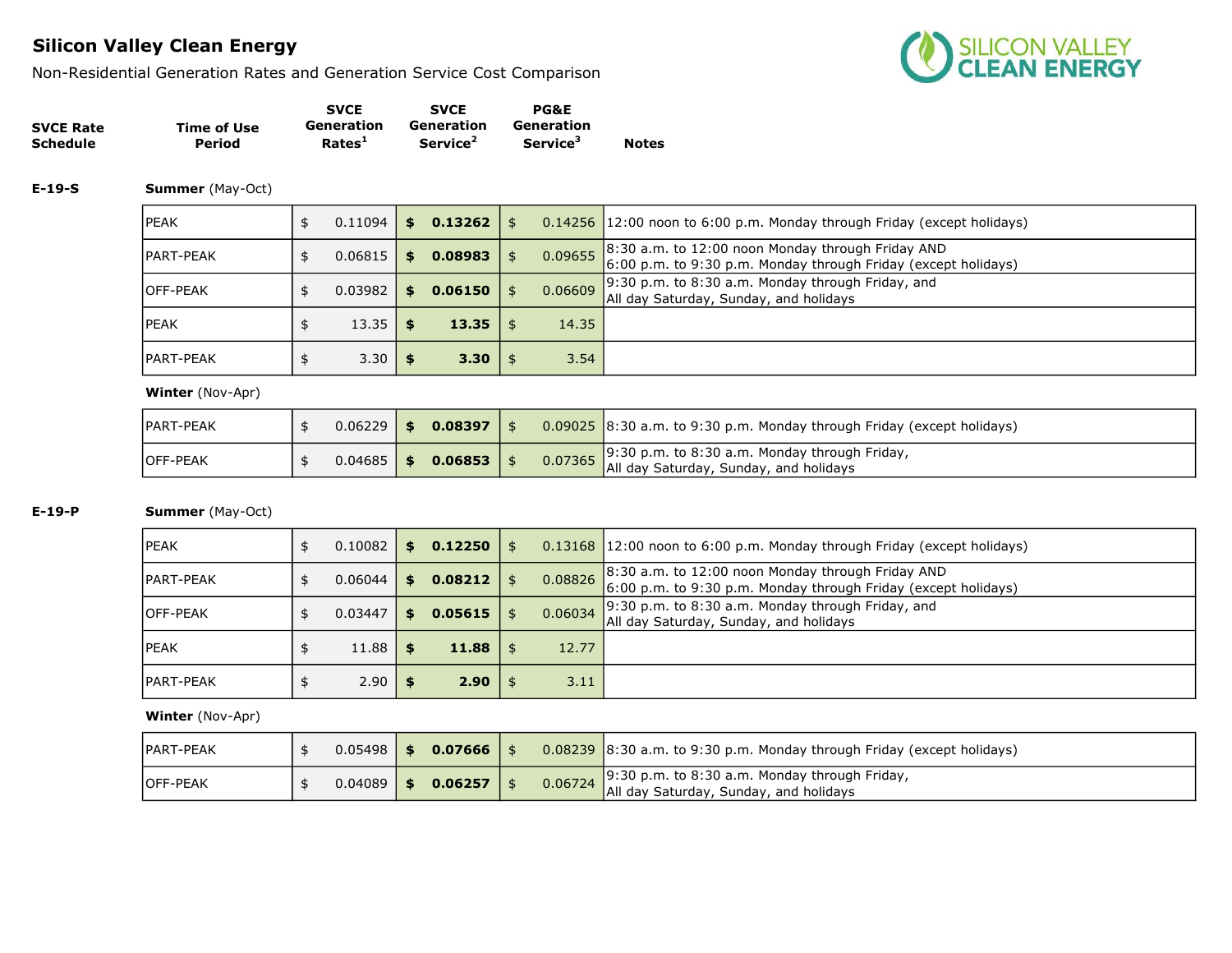# Silicon Valley Clean Energy

Non-Residential Generation Rates and Generation Service Cost Comparison

| SVCE Rate Schedule | Time of Use Period | SVCE Generation Rates[1] | SVCE Generation Service[2] | PG&E Generation Service[3] | Notes |
|---|---|---|---|---|---|
| **E-19-S** | **Summer** (May-Oct) | | | | |
| | PEAK | $ 0.11094 | **$ 0.13262** | $ 0.14256 | 12:00 noon to 6:00 p.m. Monday through Friday (except holidays) |
| | PART-PEAK | $ 0.06815 | **$ 0.08983** | $ 0.09655 | 8:30 a.m. to 12:00 noon Monday through Friday AND 6:00 p.m. to 9:30 p.m. Monday through Friday (except holidays) |
| | OFF-PEAK | $ 0.03982 | **$ 0.06150** | $ 0.06609 | 9:30 p.m. to 8:30 a.m. Monday through Friday, and All day Saturday, Sunday, and holidays |
| | PEAK | $ 13.35 | **$ 13.35** | $ 14.35 | |
| | PART-PEAK | $ 3.30 | **$ 3.30** | $ 3.54 | |
| | **Winter** (Nov-Apr) | | | | |
| | PART-PEAK | $ 0.06229 | **$ 0.08397** | $ 0.09025 | 8:30 a.m. to 9:30 p.m. Monday through Friday (except holidays) |
| | OFF-PEAK | $ 0.04685 | **$ 0.06853** | $ 0.07365 | 9:30 p.m. to 8:30 a.m. Monday through Friday, All day Saturday, Sunday, and holidays |
| **E-19-P** | **Summer** (May-Oct) | | | | |
| | PEAK | $ 0.10082 | **$ 0.12250** | $ 0.13168 | 12:00 noon to 6:00 p.m. Monday through Friday (except holidays) |
| | PART-PEAK | $ 0.06044 | **$ 0.08212** | $ 0.08826 | 8:30 a.m. to 12:00 noon Monday through Friday AND 6:00 p.m. to 9:30 p.m. Monday through Friday (except holidays) |
| | OFF-PEAK | $ 0.03447 | **$ 0.05615** | $ 0.06034 | 9:30 p.m. to 8:30 a.m. Monday through Friday, and All day Saturday, Sunday, and holidays |
| | PEAK | $ 11.88 | **$ 11.88** | $ 12.77 | |
| | PART-PEAK | $ 2.90 | **$ 2.90** | $ 3.11 | |
| | **Winter** (Nov-Apr) | | | | |
| | PART-PEAK | $ 0.05498 | **$ 0.07666** | $ 0.08239 | 8:30 a.m. to 9:30 p.m. Monday through Friday (except holidays) |
| | OFF-PEAK | $ 0.04089 | **$ 0.06257** | $ 0.06724 | 9:30 p.m. to 8:30 a.m. Monday through Friday, All day Saturday, Sunday, and holidays |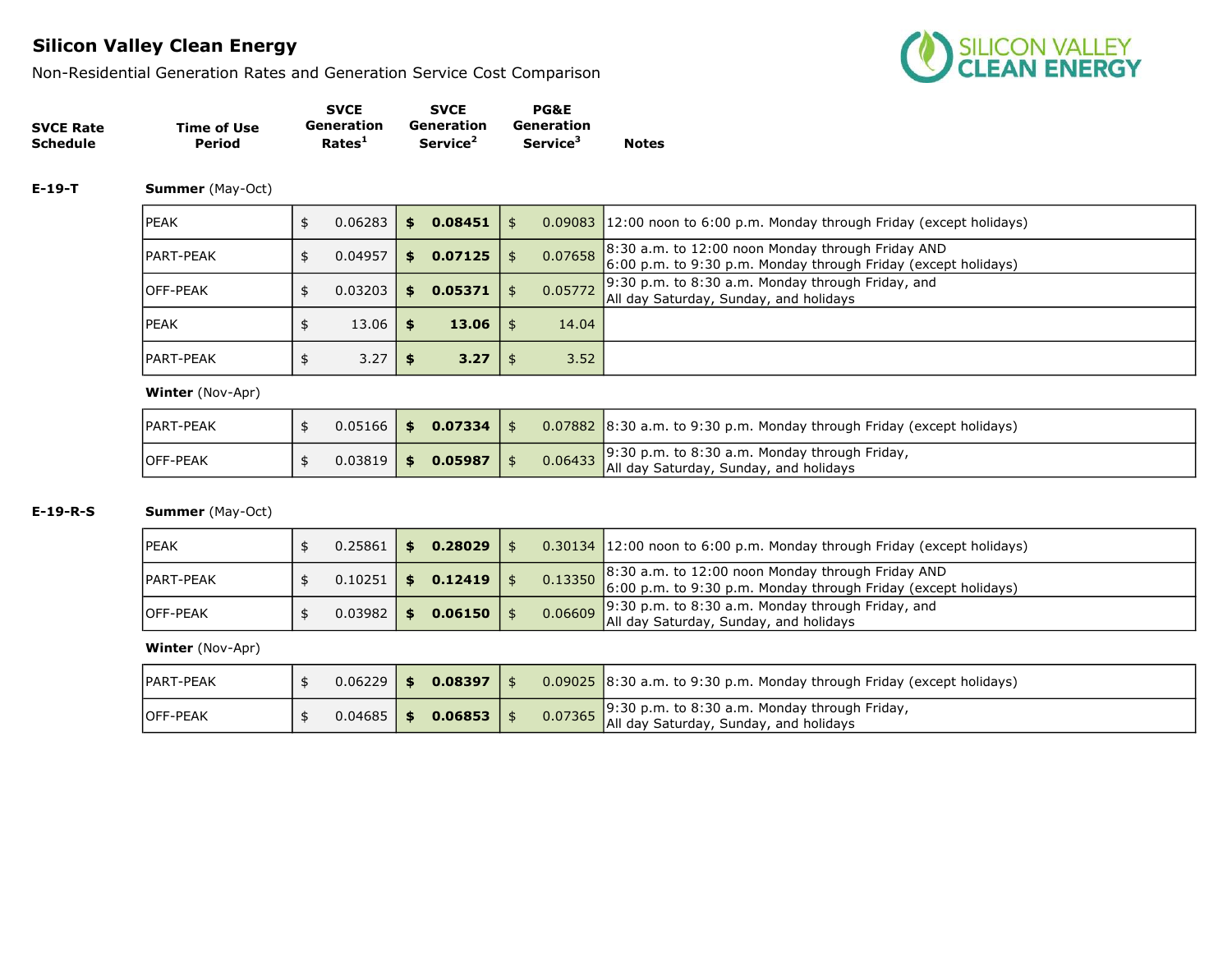## Silicon Valley Clean Energy

Non-Residential Generation Rates and Generation Service Cost Comparison

| SVCE Rate Schedule | Time of Use Period | SVCE Generation Rates[1] | SVCE Generation Service[2] | PG&E Generation Service[3] | Notes |
|---|---|---|---|---|---|
| **E-19-T** | **Summer** (May-Oct) | | | | |
| | PEAK | $ 0.06283 | **$ 0.08451** | $ 0.09083 | 12:00 noon to 6:00 p.m. Monday through Friday (except holidays) |
| | PART-PEAK | $ 0.04957 | **$ 0.07125** | $ 0.07658 | 8:30 a.m. to 12:00 noon Monday through Friday AND 6:00 p.m. to 9:30 p.m. Monday through Friday (except holidays) |
| | OFF-PEAK | $ 0.03203 | **$ 0.05371** | $ 0.05772 | 9:30 p.m. to 8:30 a.m. Monday through Friday, and All day Saturday, Sunday, and holidays |
| | PEAK | $ 13.06 | **$ 13.06** | $ 14.04 | |
| | PART-PEAK | $ 3.27 | **$ 3.27** | $ 3.52 | |
| | **Winter** (Nov-Apr) | | | | |
| | PART-PEAK | $ 0.05166 | **$ 0.07334** | $ 0.07882 | 8:30 a.m. to 9:30 p.m. Monday through Friday (except holidays) |
| | OFF-PEAK | $ 0.03819 | **$ 0.05987** | $ 0.06433 | 9:30 p.m. to 8:30 a.m. Monday through Friday, All day Saturday, Sunday, and holidays |
| **E-19-R-S** | **Summer** (May-Oct) | | | | |
| | PEAK | $ 0.25861 | **$ 0.28029** | $ 0.30134 | 12:00 noon to 6:00 p.m. Monday through Friday (except holidays) |
| | PART-PEAK | $ 0.10251 | **$ 0.12419** | $ 0.13350 | 8:30 a.m. to 12:00 noon Monday through Friday AND 6:00 p.m. to 9:30 p.m. Monday through Friday (except holidays) |
| | OFF-PEAK | $ 0.03982 | **$ 0.06150** | $ 0.06609 | 9:30 p.m. to 8:30 a.m. Monday through Friday, and All day Saturday, Sunday, and holidays |
| | **Winter** (Nov-Apr) | | | | |
| | PART-PEAK | $ 0.06229 | **$ 0.08397** | $ 0.09025 | 8:30 a.m. to 9:30 p.m. Monday through Friday (except holidays) |
| | OFF-PEAK | $ 0.04685 | **$ 0.06853** | $ 0.07365 | 9:30 p.m. to 8:30 a.m. Monday through Friday, All day Saturday, Sunday, and holidays |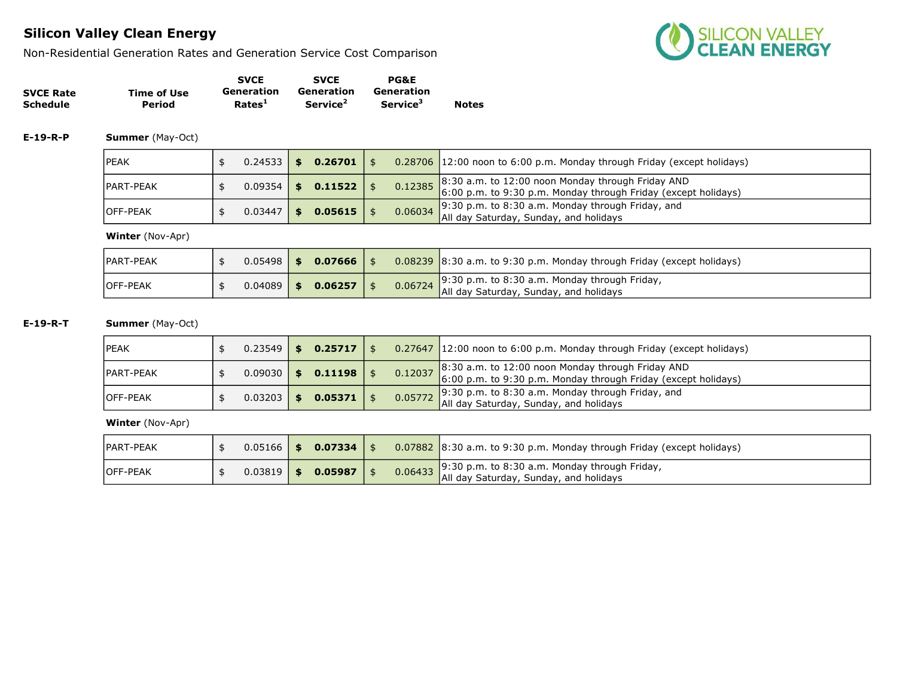## Silicon Valley Clean Energy

Non-Residential Generation Rates and Generation Service Cost Comparison

| SVCE Rate Schedule | Time of Use Period | SVCE Generation Rates[1] | SVCE Generation Service[2] | PG&E Generation Service[3] | Notes |
|---|---|---|---|---|---|
| **E-19-R-P** | **Summer** (May-Oct) | | | | |
| | PEAK | $ 0.24533 | **$ 0.26701** | $ 0.28706 | 12:00 noon to 6:00 p.m. Monday through Friday (except holidays) |
| | PART-PEAK | $ 0.09354 | **$ 0.11522** | $ 0.12385 | 8:30 a.m. to 12:00 noon Monday through Friday AND 6:00 p.m. to 9:30 p.m. Monday through Friday (except holidays) |
| | OFF-PEAK | $ 0.03447 | **$ 0.05615** | $ 0.06034 | 9:30 p.m. to 8:30 a.m. Monday through Friday, and All day Saturday, Sunday, and holidays |
| | **Winter** (Nov-Apr) | | | | |
| | PART-PEAK | $ 0.05498 | **$ 0.07666** | $ 0.08239 | 8:30 a.m. to 9:30 p.m. Monday through Friday (except holidays) |
| | OFF-PEAK | $ 0.04089 | **$ 0.06257** | $ 0.06724 | 9:30 p.m. to 8:30 a.m. Monday through Friday, All day Saturday, Sunday, and holidays |
| **E-19-R-T** | **Summer** (May-Oct) | | | | |
| | PEAK | $ 0.23549 | **$ 0.25717** | $ 0.27647 | 12:00 noon to 6:00 p.m. Monday through Friday (except holidays) |
| | PART-PEAK | $ 0.09030 | **$ 0.11198** | $ 0.12037 | 8:30 a.m. to 12:00 noon Monday through Friday AND 6:00 p.m. to 9:30 p.m. Monday through Friday (except holidays) |
| | OFF-PEAK | $ 0.03203 | **$ 0.05371** | $ 0.05772 | 9:30 p.m. to 8:30 a.m. Monday through Friday, and All day Saturday, Sunday, and holidays |
| | **Winter** (Nov-Apr) | | | | |
| | PART-PEAK | $ 0.05166 | **$ 0.07334** | $ 0.07882 | 8:30 a.m. to 9:30 p.m. Monday through Friday (except holidays) |
| | OFF-PEAK | $ 0.03819 | **$ 0.05987** | $ 0.06433 | 9:30 p.m. to 8:30 a.m. Monday through Friday, All day Saturday, Sunday, and holidays |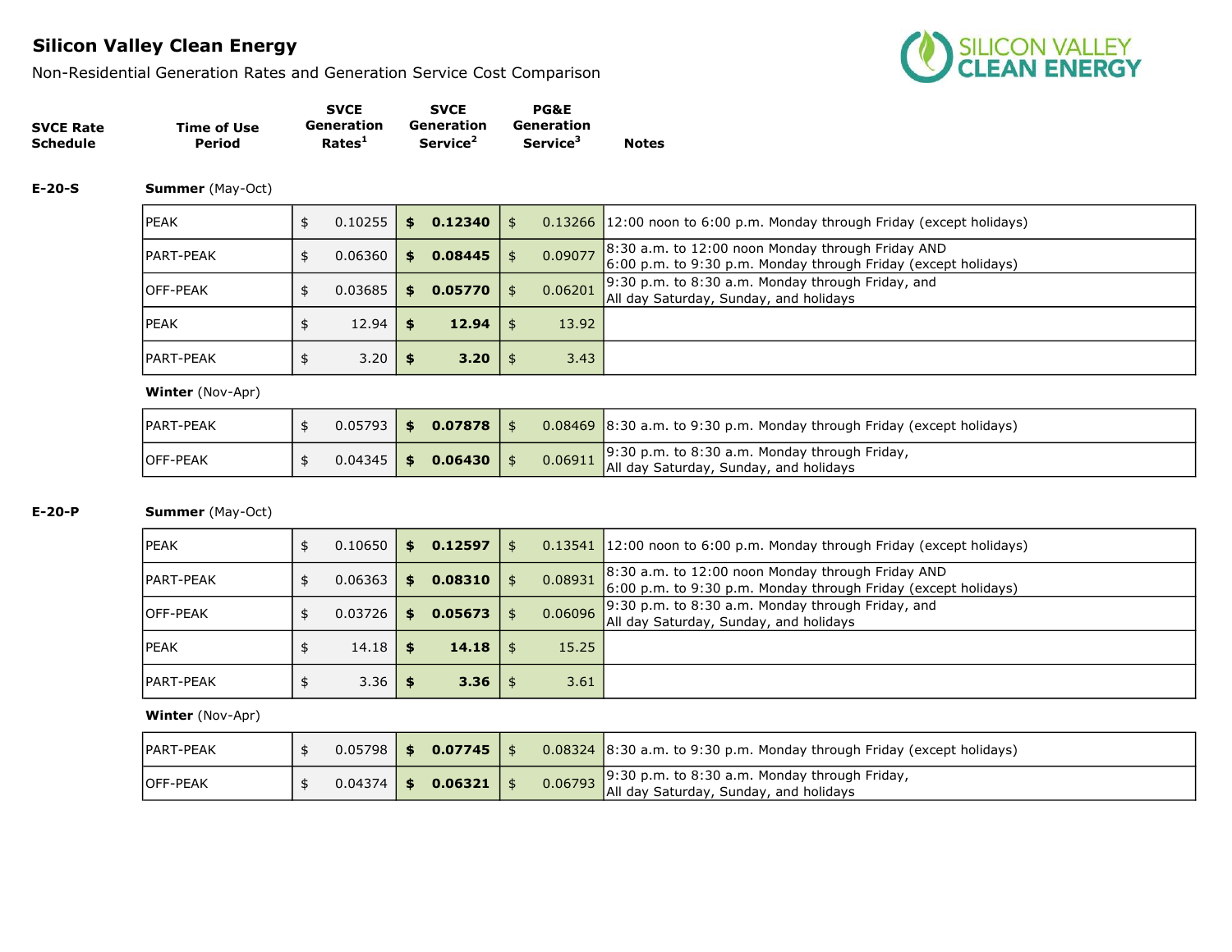# Silicon Valley Clean Energy

Non-Residential Generation Rates and Generation Service Cost Comparison

| SVCE Rate Schedule | Time of Use Period | SVCE Generation Rates[1] | SVCE Generation Service[2] | PG&E Generation Service[3] | Notes |
|---|---|---|---|---|---|
| **E-20-S** | **Summer** (May-Oct) | | | | |
| | PEAK | $ 0.10255 | **$ 0.12340** | $ 0.13266 | 12:00 noon to 6:00 p.m. Monday through Friday (except holidays) |
| | PART-PEAK | $ 0.06360 | **$ 0.08445** | $ 0.09077 | 8:30 a.m. to 12:00 noon Monday through Friday AND 6:00 p.m. to 9:30 p.m. Monday through Friday (except holidays) |
| | OFF-PEAK | $ 0.03685 | **$ 0.05770** | $ 0.06201 | 9:30 p.m. to 8:30 a.m. Monday through Friday, and All day Saturday, Sunday, and holidays |
| | PEAK | $ 12.94 | **$ 12.94** | $ 13.92 | |
| | PART-PEAK | $ 3.20 | **$ 3.20** | $ 3.43 | |
| | **Winter** (Nov-Apr) | | | | |
| | PART-PEAK | $ 0.05793 | **$ 0.07878** | $ 0.08469 | 8:30 a.m. to 9:30 p.m. Monday through Friday (except holidays) |
| | OFF-PEAK | $ 0.04345 | **$ 0.06430** | $ 0.06911 | 9:30 p.m. to 8:30 a.m. Monday through Friday, All day Saturday, Sunday, and holidays |
| **E-20-P** | **Summer** (May-Oct) | | | | |
| | PEAK | $ 0.10650 | **$ 0.12597** | $ 0.13541 | 12:00 noon to 6:00 p.m. Monday through Friday (except holidays) |
| | PART-PEAK | $ 0.06363 | **$ 0.08310** | $ 0.08931 | 8:30 a.m. to 12:00 noon Monday through Friday AND 6:00 p.m. to 9:30 p.m. Monday through Friday (except holidays) |
| | OFF-PEAK | $ 0.03726 | **$ 0.05673** | $ 0.06096 | 9:30 p.m. to 8:30 a.m. Monday through Friday, and All day Saturday, Sunday, and holidays |
| | PEAK | $ 14.18 | **$ 14.18** | $ 15.25 | |
| | PART-PEAK | $ 3.36 | **$ 3.36** | $ 3.61 | |
| | **Winter** (Nov-Apr) | | | | |
| | PART-PEAK | $ 0.05798 | **$ 0.07745** | $ 0.08324 | 8:30 a.m. to 9:30 p.m. Monday through Friday (except holidays) |
| | OFF-PEAK | $ 0.04374 | **$ 0.06321** | $ 0.06793 | 9:30 p.m. to 8:30 a.m. Monday through Friday, All day Saturday, Sunday, and holidays |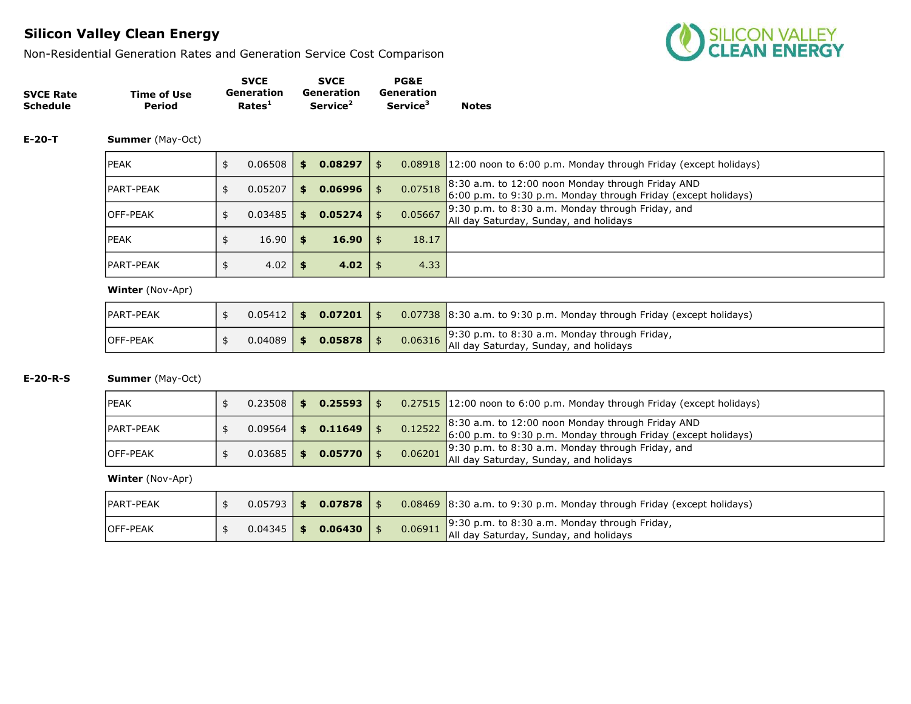## Silicon Valley Clean Energy

Non-Residential Generation Rates and Generation Service Cost Comparison

| SVCE Rate Schedule | Time of Use Period | SVCE Generation Rates[1] | SVCE Generation Service[2] | PG&E Generation Service[3] | Notes |
|---|---|---|---|---|---|
| **E-20-T** | **Summer** (May-Oct) | | | | |
| | PEAK | $ 0.06508 | **$ 0.08297** | $ 0.08918 | 12:00 noon to 6:00 p.m. Monday through Friday (except holidays) |
| | PART-PEAK | $ 0.05207 | **$ 0.06996** | $ 0.07518 | 8:30 a.m. to 12:00 noon Monday through Friday AND 6:00 p.m. to 9:30 p.m. Monday through Friday (except holidays) |
| | OFF-PEAK | $ 0.03485 | **$ 0.05274** | $ 0.05667 | 9:30 p.m. to 8:30 a.m. Monday through Friday, and All day Saturday, Sunday, and holidays |
| | PEAK | $ 16.90 | **$ 16.90** | $ 18.17 | |
| | PART-PEAK | $ 4.02 | **$ 4.02** | $ 4.33 | |
| | **Winter** (Nov-Apr) | | | | |
| | PART-PEAK | $ 0.05412 | **$ 0.07201** | $ 0.07738 | 8:30 a.m. to 9:30 p.m. Monday through Friday (except holidays) |
| | OFF-PEAK | $ 0.04089 | **$ 0.05878** | $ 0.06316 | 9:30 p.m. to 8:30 a.m. Monday through Friday, All day Saturday, Sunday, and holidays |
| **E-20-R-S** | **Summer** (May-Oct) | | | | |
| | PEAK | $ 0.23508 | **$ 0.25593** | $ 0.27515 | 12:00 noon to 6:00 p.m. Monday through Friday (except holidays) |
| | PART-PEAK | $ 0.09564 | **$ 0.11649** | $ 0.12522 | 8:30 a.m. to 12:00 noon Monday through Friday AND 6:00 p.m. to 9:30 p.m. Monday through Friday (except holidays) |
| | OFF-PEAK | $ 0.03685 | **$ 0.05770** | $ 0.06201 | 9:30 p.m. to 8:30 a.m. Monday through Friday, and All day Saturday, Sunday, and holidays |
| | **Winter** (Nov-Apr) | | | | |
| | PART-PEAK | $ 0.05793 | **$ 0.07878** | $ 0.08469 | 8:30 a.m. to 9:30 p.m. Monday through Friday (except holidays) |
| | OFF-PEAK | $ 0.04345 | **$ 0.06430** | $ 0.06911 | 9:30 p.m. to 8:30 a.m. Monday through Friday, All day Saturday, Sunday, and holidays |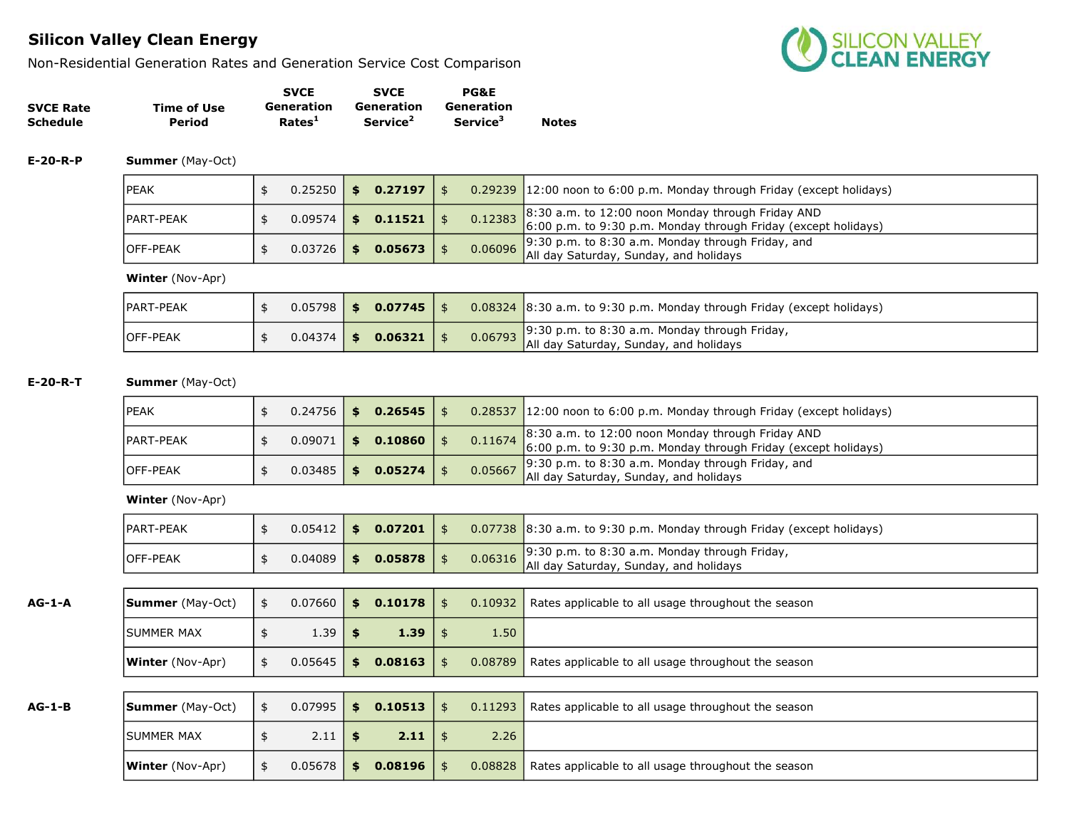# Silicon Valley Clean Energy

Non-Residential Generation Rates and Generation Service Cost Comparison

| SVCE Rate Schedule | Time of Use Period | SVCE Generation Rates[1] | SVCE Generation Service[2] | PG&E Generation Service[3] | Notes |
|---|---|---|---|---|---|
| E-20-R-P | **Summer** (May-Oct) | | | | |
| | PEAK | $ 0.25250 | **$ 0.27197** | $ 0.29239 | 12:00 noon to 6:00 p.m. Monday through Friday (except holidays) |
| | PART-PEAK | $ 0.09574 | **$ 0.11521** | $ 0.12383 | 8:30 a.m. to 12:00 noon Monday through Friday AND 6:00 p.m. to 9:30 p.m. Monday through Friday (except holidays) |
| | OFF-PEAK | $ 0.03726 | **$ 0.05673** | $ 0.06096 | 9:30 p.m. to 8:30 a.m. Monday through Friday, and All day Saturday, Sunday, and holidays |
| | **Winter** (Nov-Apr) | | | | |
| | PART-PEAK | $ 0.05798 | **$ 0.07745** | $ 0.08324 | 8:30 a.m. to 9:30 p.m. Monday through Friday (except holidays) |
| | OFF-PEAK | $ 0.04374 | **$ 0.06321** | $ 0.06793 | 9:30 p.m. to 8:30 a.m. Monday through Friday, All day Saturday, Sunday, and holidays |
| E-20-R-T | **Summer** (May-Oct) | | | | |
| | PEAK | $ 0.24756 | **$ 0.26545** | $ 0.28537 | 12:00 noon to 6:00 p.m. Monday through Friday (except holidays) |
| | PART-PEAK | $ 0.09071 | **$ 0.10860** | $ 0.11674 | 8:30 a.m. to 12:00 noon Monday through Friday AND 6:00 p.m. to 9:30 p.m. Monday through Friday (except holidays) |
| | OFF-PEAK | $ 0.03485 | **$ 0.05274** | $ 0.05667 | 9:30 p.m. to 8:30 a.m. Monday through Friday, and All day Saturday, Sunday, and holidays |
| | **Winter** (Nov-Apr) | | | | |
| | PART-PEAK | $ 0.05412 | **$ 0.07201** | $ 0.07738 | 8:30 a.m. to 9:30 p.m. Monday through Friday (except holidays) |
| | OFF-PEAK | $ 0.04089 | **$ 0.05878** | $ 0.06316 | 9:30 p.m. to 8:30 a.m. Monday through Friday, All day Saturday, Sunday, and holidays |
| AG-1-A | **Summer** (May-Oct) | $ 0.07660 | **$ 0.10178** | $ 0.10932 | Rates applicable to all usage throughout the season |
| | SUMMER MAX | $ 1.39 | **$ 1.39** | $ 1.50 | |
| | **Winter** (Nov-Apr) | $ 0.05645 | **$ 0.08163** | $ 0.08789 | Rates applicable to all usage throughout the season |
| AG-1-B | **Summer** (May-Oct) | $ 0.07995 | **$ 0.10513** | $ 0.11293 | Rates applicable to all usage throughout the season |
| | SUMMER MAX | $ 2.11 | **$ 2.11** | $ 2.26 | |
| | **Winter** (Nov-Apr) | $ 0.05678 | **$ 0.08196** | $ 0.08828 | Rates applicable to all usage throughout the season |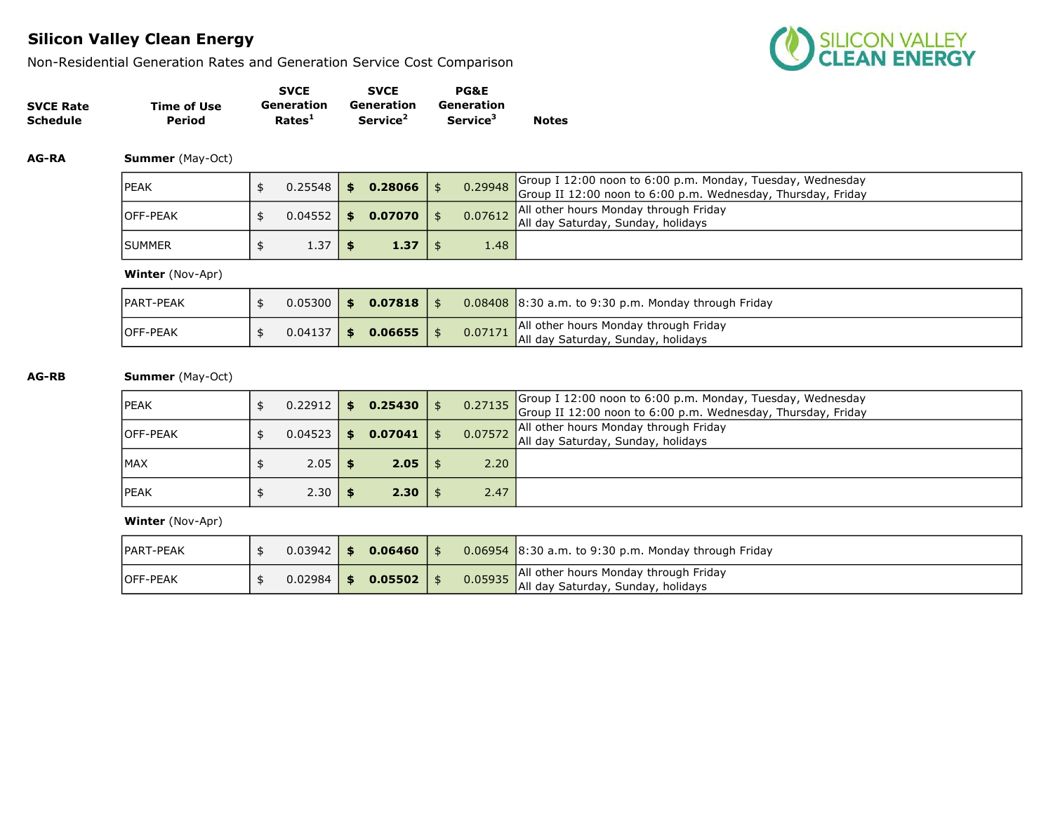## Silicon Valley Clean Energy

Non-Residential Generation Rates and Generation Service Cost Comparison

| SVCE Rate Schedule | Time of Use Period | SVCE Generation Rates[1] | SVCE Generation Service[2] | PG&E Generation Service[3] | Notes |
|---|---|---|---|---|---|
| **AG-RA** | **Summer** (May-Oct) | | | | |
| | PEAK | $ 0.25548 | **$ 0.28066** | $ 0.29948 | Group I 12:00 noon to 6:00 p.m. Monday, Tuesday, Wednesday<br>Group II 12:00 noon to 6:00 p.m. Wednesday, Thursday, Friday |
| | OFF-PEAK | $ 0.04552 | **$ 0.07070** | $ 0.07612 | All other hours Monday through Friday<br>All day Saturday, Sunday, holidays |
| | SUMMER | $ 1.37 | **$ 1.37** | $ 1.48 | |
| | **Winter** (Nov-Apr) | | | | |
| | PART-PEAK | $ 0.05300 | **$ 0.07818** | $ 0.08408 | 8:30 a.m. to 9:30 p.m. Monday through Friday |
| | OFF-PEAK | $ 0.04137 | **$ 0.06655** | $ 0.07171 | All other hours Monday through Friday<br>All day Saturday, Sunday, holidays |
| **AG-RB** | **Summer** (May-Oct) | | | | |
| | PEAK | $ 0.22912 | **$ 0.25430** | $ 0.27135 | Group I 12:00 noon to 6:00 p.m. Monday, Tuesday, Wednesday<br>Group II 12:00 noon to 6:00 p.m. Wednesday, Thursday, Friday |
| | OFF-PEAK | $ 0.04523 | **$ 0.07041** | $ 0.07572 | All other hours Monday through Friday<br>All day Saturday, Sunday, holidays |
| | MAX | $ 2.05 | **$ 2.05** | $ 2.20 | |
| | PEAK | $ 2.30 | **$ 2.30** | $ 2.47 | |
| | **Winter** (Nov-Apr) | | | | |
| | PART-PEAK | $ 0.03942 | **$ 0.06460** | $ 0.06954 | 8:30 a.m. to 9:30 p.m. Monday through Friday |
| | OFF-PEAK | $ 0.02984 | **$ 0.05502** | $ 0.05935 | All other hours Monday through Friday<br>All day Saturday, Sunday, holidays |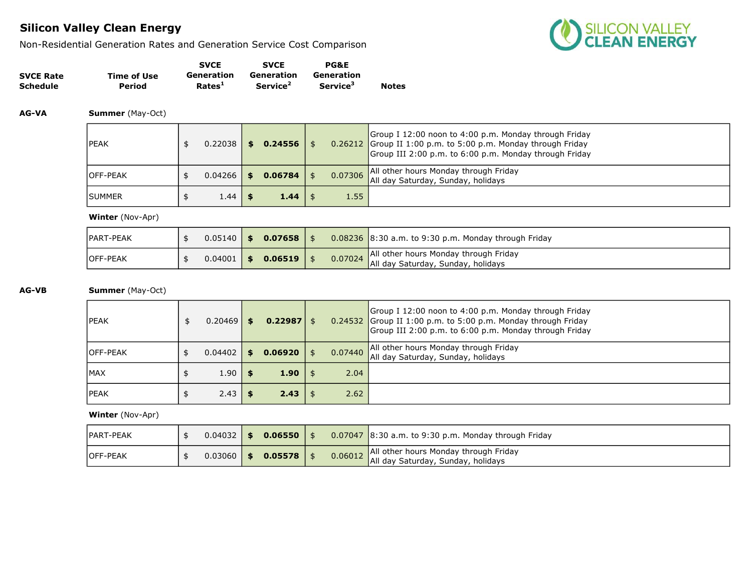## Silicon Valley Clean Energy

Non-Residential Generation Rates and Generation Service Cost Comparison

| SVCE Rate Schedule | Time of Use Period | SVCE Generation Rates[1] | SVCE Generation Service[2] | PG&E Generation Service[3] | Notes |
|---|---|---|---|---|---|
| **AG-VA** | **Summer** (May-Oct) | | | | |
| | PEAK | $ 0.22038 | **$ 0.24556** | $ 0.26212 | Group I 12:00 noon to 4:00 p.m. Monday through Friday<br>Group II 1:00 p.m. to 5:00 p.m. Monday through Friday<br>Group III 2:00 p.m. to 6:00 p.m. Monday through Friday |
| | OFF-PEAK | $ 0.04266 | **$ 0.06784** | $ 0.07306 | All other hours Monday through Friday<br>All day Saturday, Sunday, holidays |
| | SUMMER | $ 1.44 | **$ 1.44** | $ 1.55 | |
| | **Winter** (Nov-Apr) | | | | |
| | PART-PEAK | $ 0.05140 | **$ 0.07658** | $ 0.08236 | 8:30 a.m. to 9:30 p.m. Monday through Friday |
| | OFF-PEAK | $ 0.04001 | **$ 0.06519** | $ 0.07024 | All other hours Monday through Friday<br>All day Saturday, Sunday, holidays |
| **AG-VB** | **Summer** (May-Oct) | | | | |
| | PEAK | $ 0.20469 | **$ 0.22987** | $ 0.24532 | Group I 12:00 noon to 4:00 p.m. Monday through Friday<br>Group II 1:00 p.m. to 5:00 p.m. Monday through Friday<br>Group III 2:00 p.m. to 6:00 p.m. Monday through Friday |
| | OFF-PEAK | $ 0.04402 | **$ 0.06920** | $ 0.07440 | All other hours Monday through Friday<br>All day Saturday, Sunday, holidays |
| | MAX | $ 1.90 | **$ 1.90** | $ 2.04 | |
| | PEAK | $ 2.43 | **$ 2.43** | $ 2.62 | |
| | **Winter** (Nov-Apr) | | | | |
| | PART-PEAK | $ 0.04032 | **$ 0.06550** | $ 0.07047 | 8:30 a.m. to 9:30 p.m. Monday through Friday |
| | OFF-PEAK | $ 0.03060 | **$ 0.05578** | $ 0.06012 | All other hours Monday through Friday<br>All day Saturday, Sunday, holidays |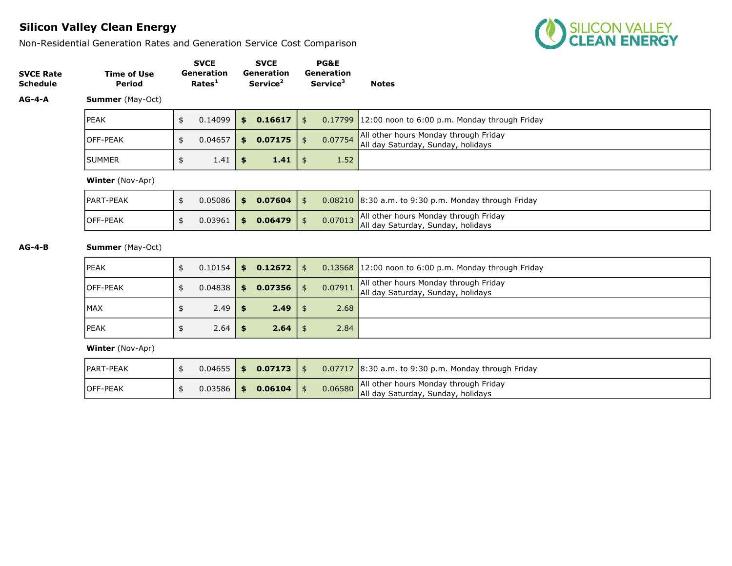## Silicon Valley Clean Energy

Non-Residential Generation Rates and Generation Service Cost Comparison

| SVCE Rate Schedule | Time of Use Period | SVCE Generation Rates[1] | SVCE Generation Service[2] | PG&E Generation Service[3] | Notes |
|---|---|---|---|---|---|
| AG-4-A | **Summer** (May-Oct) | | | | |
| | PEAK | $ 0.14099 | **$ 0.16617** | $ 0.17799 | 12:00 noon to 6:00 p.m. Monday through Friday |
| | OFF-PEAK | $ 0.04657 | **$ 0.07175** | $ 0.07754 | All other hours Monday through Friday<br>All day Saturday, Sunday, holidays |
| | SUMMER | $ 1.41 | **$ 1.41** | $ 1.52 | |
| | **Winter** (Nov-Apr) | | | | |
| | PART-PEAK | $ 0.05086 | **$ 0.07604** | $ 0.08210 | 8:30 a.m. to 9:30 p.m. Monday through Friday |
| | OFF-PEAK | $ 0.03961 | **$ 0.06479** | $ 0.07013 | All other hours Monday through Friday<br>All day Saturday, Sunday, holidays |
| AG-4-B | **Summer** (May-Oct) | | | | |
| | PEAK | $ 0.10154 | **$ 0.12672** | $ 0.13568 | 12:00 noon to 6:00 p.m. Monday through Friday |
| | OFF-PEAK | $ 0.04838 | **$ 0.07356** | $ 0.07911 | All other hours Monday through Friday<br>All day Saturday, Sunday, holidays |
| | MAX | $ 2.49 | **$ 2.49** | $ 2.68 | |
| | PEAK | $ 2.64 | **$ 2.64** | $ 2.84 | |
| | **Winter** (Nov-Apr) | | | | |
| | PART-PEAK | $ 0.04655 | **$ 0.07173** | $ 0.07717 | 8:30 a.m. to 9:30 p.m. Monday through Friday |
| | OFF-PEAK | $ 0.03586 | **$ 0.06104** | $ 0.06580 | All other hours Monday through Friday<br>All day Saturday, Sunday, holidays |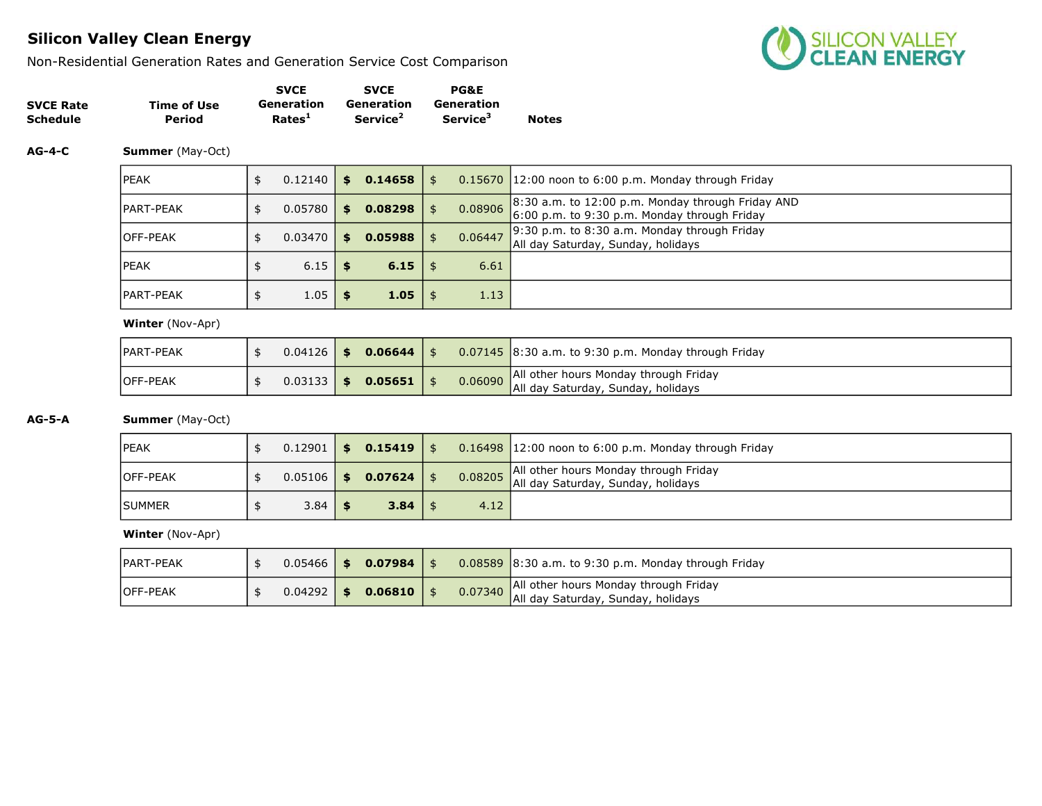# Silicon Valley Clean Energy

Non-Residential Generation Rates and Generation Service Cost Comparison

| SVCE Rate Schedule | Time of Use Period | SVCE Generation Rates[1] | SVCE Generation Service[2] | PG&E Generation Service[3] | Notes |
|---|---|---|---|---|---|
| **AG-4-C** | **Summer** (May-Oct) | | | | |
| | PEAK | $ 0.12140 | **$ 0.14658** | $ 0.15670 | 12:00 noon to 6:00 p.m. Monday through Friday |
| | PART-PEAK | $ 0.05780 | **$ 0.08298** | $ 0.08906 | 8:30 a.m. to 12:00 p.m. Monday through Friday AND 6:00 p.m. to 9:30 p.m. Monday through Friday |
| | OFF-PEAK | $ 0.03470 | **$ 0.05988** | $ 0.06447 | 9:30 p.m. to 8:30 a.m. Monday through Friday All day Saturday, Sunday, holidays |
| | PEAK | $ 6.15 | **$ 6.15** | $ 6.61 | |
| | PART-PEAK | $ 1.05 | **$ 1.05** | $ 1.13 | |
| | **Winter** (Nov-Apr) | | | | |
| | PART-PEAK | $ 0.04126 | **$ 0.06644** | $ 0.07145 | 8:30 a.m. to 9:30 p.m. Monday through Friday |
| | OFF-PEAK | $ 0.03133 | **$ 0.05651** | $ 0.06090 | All other hours Monday through Friday All day Saturday, Sunday, holidays |
| **AG-5-A** | **Summer** (May-Oct) | | | | |
| | PEAK | $ 0.12901 | **$ 0.15419** | $ 0.16498 | 12:00 noon to 6:00 p.m. Monday through Friday |
| | OFF-PEAK | $ 0.05106 | **$ 0.07624** | $ 0.08205 | All other hours Monday through Friday All day Saturday, Sunday, holidays |
| | SUMMER | $ 3.84 | **$ 3.84** | $ 4.12 | |
| | **Winter** (Nov-Apr) | | | | |
| | PART-PEAK | $ 0.05466 | **$ 0.07984** | $ 0.08589 | 8:30 a.m. to 9:30 p.m. Monday through Friday |
| | OFF-PEAK | $ 0.04292 | **$ 0.06810** | $ 0.07340 | All other hours Monday through Friday All day Saturday, Sunday, holidays |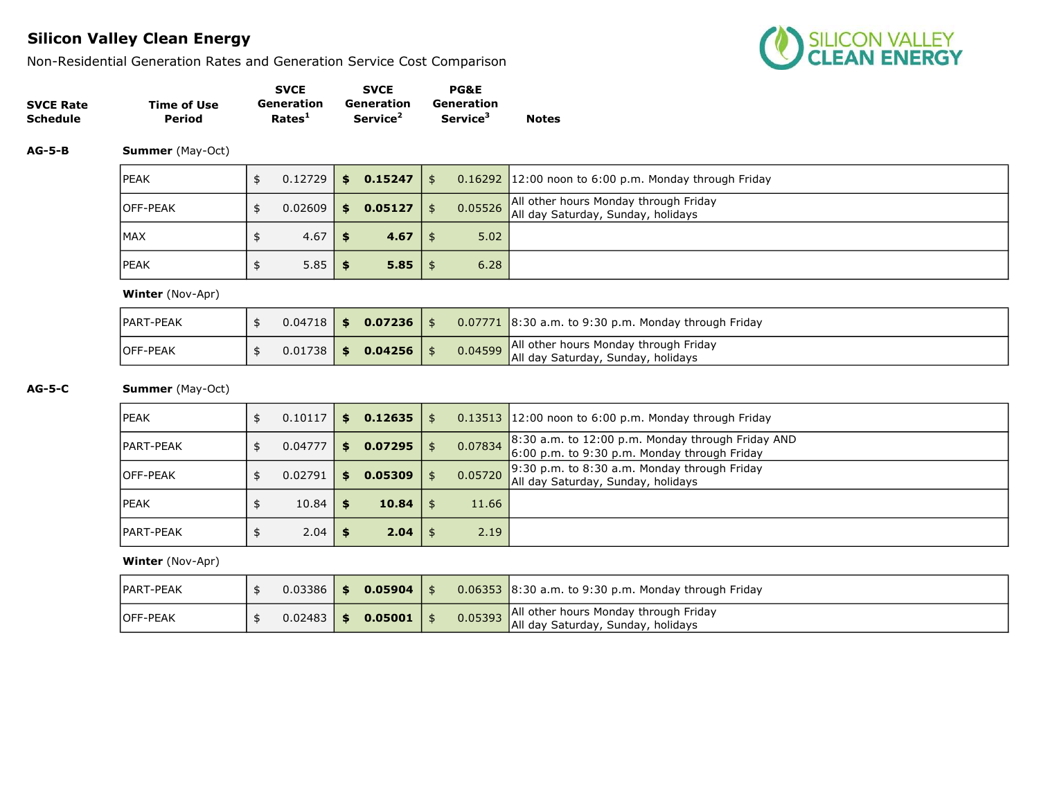## Silicon Valley Clean Energy

Non-Residential Generation Rates and Generation Service Cost Comparison

| SVCE Rate Schedule | Time of Use Period | SVCE Generation Rates[1] | SVCE Generation Service[2] | PG&E Generation Service[3] | Notes |
|---|---|---|---|---|---|
| **AG-5-B** | **Summer** (May-Oct) | | | | |
| | PEAK | $ 0.12729 | **$ 0.15247** | $ 0.16292 | 12:00 noon to 6:00 p.m. Monday through Friday |
| | OFF-PEAK | $ 0.02609 | **$ 0.05127** | $ 0.05526 | All other hours Monday through Friday<br>All day Saturday, Sunday, holidays |
| | MAX | $ 4.67 | **$ 4.67** | $ 5.02 | |
| | PEAK | $ 5.85 | **$ 5.85** | $ 6.28 | |
| | **Winter** (Nov-Apr) | | | | |
| | PART-PEAK | $ 0.04718 | **$ 0.07236** | $ 0.07771 | 8:30 a.m. to 9:30 p.m. Monday through Friday |
| | OFF-PEAK | $ 0.01738 | **$ 0.04256** | $ 0.04599 | All other hours Monday through Friday<br>All day Saturday, Sunday, holidays |
| **AG-5-C** | **Summer** (May-Oct) | | | | |
| | PEAK | $ 0.10117 | **$ 0.12635** | $ 0.13513 | 12:00 noon to 6:00 p.m. Monday through Friday |
| | PART-PEAK | $ 0.04777 | **$ 0.07295** | $ 0.07834 | 8:30 a.m. to 12:00 p.m. Monday through Friday AND<br>6:00 p.m. to 9:30 p.m. Monday through Friday |
| | OFF-PEAK | $ 0.02791 | **$ 0.05309** | $ 0.05720 | 9:30 p.m. to 8:30 a.m. Monday through Friday<br>All day Saturday, Sunday, holidays |
| | PEAK | $ 10.84 | **$ 10.84** | $ 11.66 | |
| | PART-PEAK | $ 2.04 | **$ 2.04** | $ 2.19 | |
| | **Winter** (Nov-Apr) | | | | |
| | PART-PEAK | $ 0.03386 | **$ 0.05904** | $ 0.06353 | 8:30 a.m. to 9:30 p.m. Monday through Friday |
| | OFF-PEAK | $ 0.02483 | **$ 0.05001** | $ 0.05393 | All other hours Monday through Friday<br>All day Saturday, Sunday, holidays |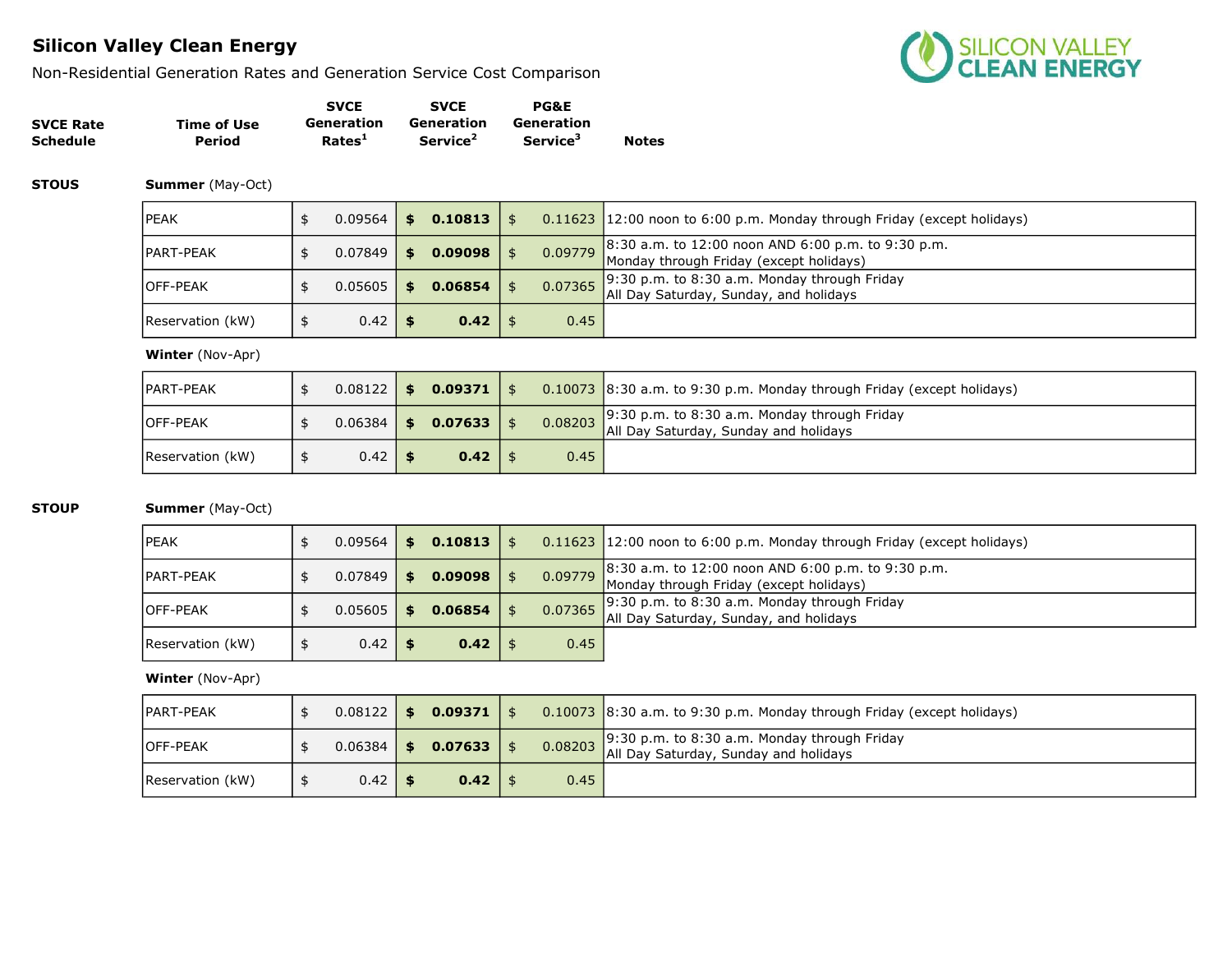# Silicon Valley Clean Energy

Non-Residential Generation Rates and Generation Service Cost Comparison

| SVCE Rate Schedule | Time of Use Period | SVCE Generation Rates[1] | SVCE Generation Service[2] | PG&E Generation Service[3] | Notes |
|---|---|---|---|---|---|
| STOUS | **Summer** (May-Oct) | | | | |
| | PEAK | $ 0.09564 | **$ 0.10813** | $ 0.11623 | 12:00 noon to 6:00 p.m. Monday through Friday (except holidays) |
| | PART-PEAK | $ 0.07849 | **$ 0.09098** | $ 0.09779 | 8:30 a.m. to 12:00 noon AND 6:00 p.m. to 9:30 p.m. Monday through Friday (except holidays) |
| | OFF-PEAK | $ 0.05605 | **$ 0.06854** | $ 0.07365 | 9:30 p.m. to 8:30 a.m. Monday through Friday All Day Saturday, Sunday, and holidays |
| | Reservation (kW) | $ 0.42 | **$ 0.42** | $ 0.45 | |
| | **Winter** (Nov-Apr) | | | | |
| | PART-PEAK | $ 0.08122 | **$ 0.09371** | $ 0.10073 | 8:30 a.m. to 9:30 p.m. Monday through Friday (except holidays) |
| | OFF-PEAK | $ 0.06384 | **$ 0.07633** | $ 0.08203 | 9:30 p.m. to 8:30 a.m. Monday through Friday All Day Saturday, Sunday and holidays |
| | Reservation (kW) | $ 0.42 | **$ 0.42** | $ 0.45 | |
| STOUP | **Summer** (May-Oct) | | | | |
| | PEAK | $ 0.09564 | **$ 0.10813** | $ 0.11623 | 12:00 noon to 6:00 p.m. Monday through Friday (except holidays) |
| | PART-PEAK | $ 0.07849 | **$ 0.09098** | $ 0.09779 | 8:30 a.m. to 12:00 noon AND 6:00 p.m. to 9:30 p.m. Monday through Friday (except holidays) |
| | OFF-PEAK | $ 0.05605 | **$ 0.06854** | $ 0.07365 | 9:30 p.m. to 8:30 a.m. Monday through Friday All Day Saturday, Sunday, and holidays |
| | Reservation (kW) | $ 0.42 | **$ 0.42** | $ 0.45 | |
| | **Winter** (Nov-Apr) | | | | |
| | PART-PEAK | $ 0.08122 | **$ 0.09371** | $ 0.10073 | 8:30 a.m. to 9:30 p.m. Monday through Friday (except holidays) |
| | OFF-PEAK | $ 0.06384 | **$ 0.07633** | $ 0.08203 | 9:30 p.m. to 8:30 a.m. Monday through Friday All Day Saturday, Sunday and holidays |
| | Reservation (kW) | $ 0.42 | **$ 0.42** | $ 0.45 | |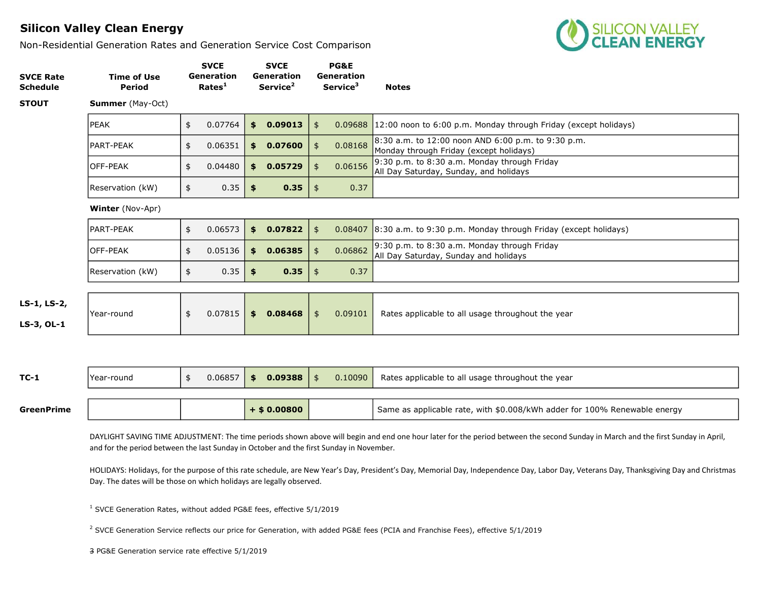# Silicon Valley Clean Energy

Non-Residential Generation Rates and Generation Service Cost Comparison

| SVCE Rate Schedule | Time of Use Period | SVCE Generation Rates[1] | SVCE Generation Service[2] | PG&E Generation Service[3] | Notes |
|---|---|---|---|---|---|
| **STOUT** | **Summer** (May-Oct) | | | | |
| | PEAK | $ 0.07764 | **$ 0.09013** | $ 0.09688 | 12:00 noon to 6:00 p.m. Monday through Friday (except holidays) |
| | PART-PEAK | $ 0.06351 | **$ 0.07600** | $ 0.08168 | 8:30 a.m. to 12:00 noon AND 6:00 p.m. to 9:30 p.m. Monday through Friday (except holidays) |
| | OFF-PEAK | $ 0.04480 | **$ 0.05729** | $ 0.06156 | 9:30 p.m. to 8:30 a.m. Monday through Friday All Day Saturday, Sunday, and holidays |
| | Reservation (kW) | $ 0.35 | **$ 0.35** | $ 0.37 | |
| | **Winter** (Nov-Apr) | | | | |
| | PART-PEAK | $ 0.06573 | **$ 0.07822** | $ 0.08407 | 8:30 a.m. to 9:30 p.m. Monday through Friday (except holidays) |
| | OFF-PEAK | $ 0.05136 | **$ 0.06385** | $ 0.06862 | 9:30 p.m. to 8:30 a.m. Monday through Friday All Day Saturday, Sunday and holidays |
| | Reservation (kW) | $ 0.35 | **$ 0.35** | $ 0.37 | |
| **LS-1, LS-2, LS-3, OL-1** | Year-round | $ 0.07815 | **$ 0.08468** | $ 0.09101 | Rates applicable to all usage throughout the year |
| **TC-1** | Year-round | $ 0.06857 | **$ 0.09388** | $ 0.10090 | Rates applicable to all usage throughout the year |
| **GreenPrime** | | | **+ $ 0.00800** | | Same as applicable rate, with $0.008/kWh adder for 100% Renewable energy |

DAYLIGHT SAVING TIME ADJUSTMENT: The time periods shown above will begin and end one hour later for the period between the second Sunday in March and the first Sunday in April, and for the period between the last Sunday in October and the first Sunday in November.

HOLIDAYS: Holidays, for the purpose of this rate schedule, are New Year's Day, President's Day, Memorial Day, Independence Day, Labor Day, Veterans Day, Thanksgiving Day and Christmas Day. The dates will be those on which holidays are legally observed.

[1] SVCE Generation Rates, without added PG&E fees, effective 5/1/2019

[2] SVCE Generation Service reflects our price for Generation, with added PG&E fees (PCIA and Franchise Fees), effective 5/1/2019

3 PG&E Generation service rate effective 5/1/2019